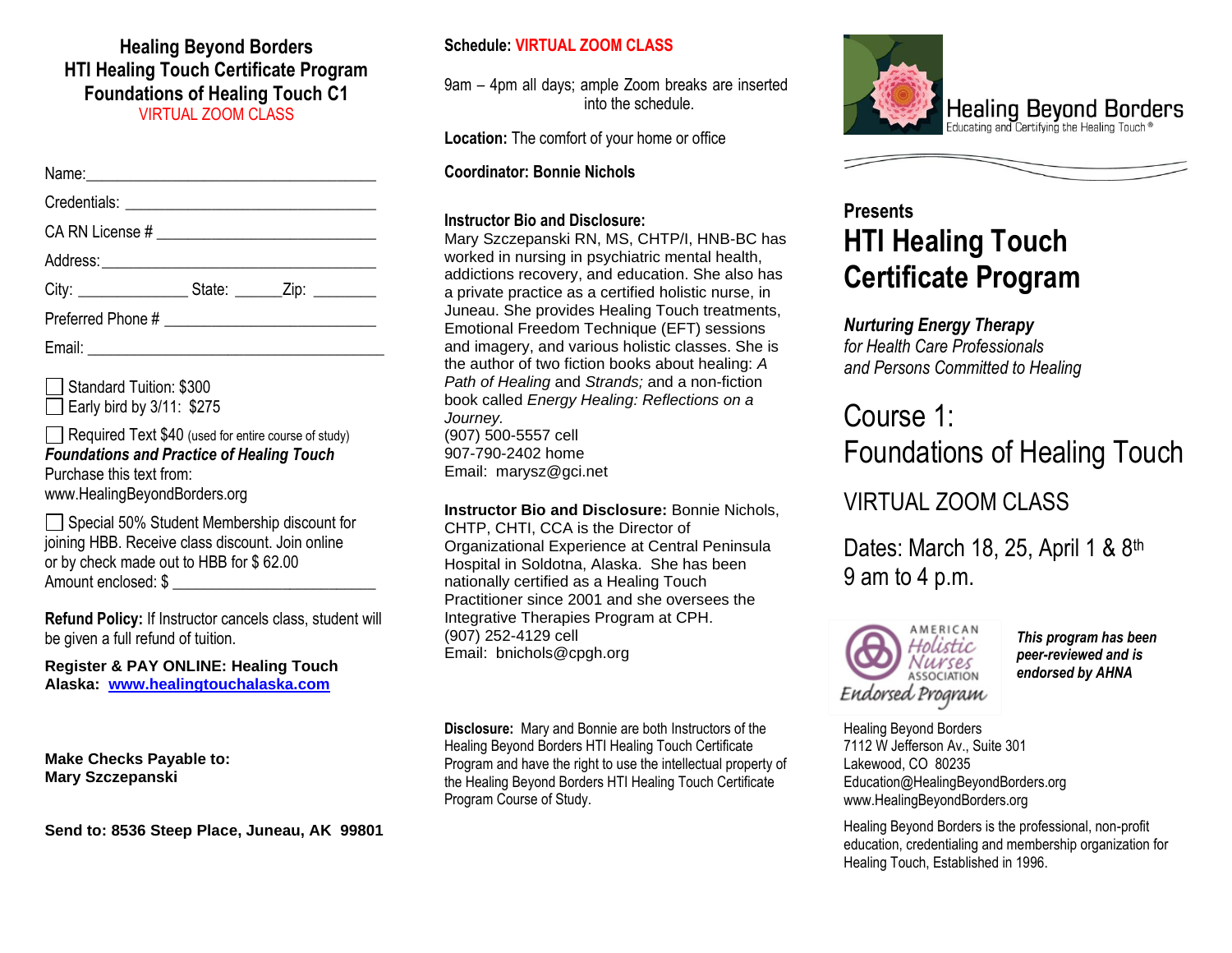# Healing Beyond Borders
## HTI Healing Touch Certificate Program
## Foundations of Healing Touch C1
VIRTUAL ZOOM CLASS

Name:_________________________________

Credentials: ____________________________

CA RN License # _________________________

Address:_______________________________

City: _____________ State: ______Zip: ________

Preferred Phone # _______________________

Email: __________________________________

☐ Standard Tuition: $300
☐ Early bird by 3/11: $275

☐ Required Text $40 (used for entire course of study)
***Foundations and Practice of Healing Touch***
Purchase this text from:
www.HealingBeyondBorders.org

☐ Special 50% Student Membership discount for joining HBB. Receive class discount. Join online or by check made out to HBB for $ 62.00
Amount enclosed: $ _______________________

**Refund Policy:** If Instructor cancels class, student will be given a full refund of tuition.

**Register & PAY ONLINE: Healing Touch Alaska: [www.healingtouchalaska.com](http://www.healingtouchalaska.com)**

**Make Checks Payable to:**
**Mary Szczepanski**

**Send to: 8536 Steep Place, Juneau, AK 99801**

**Schedule:** VIRTUAL ZOOM CLASS

9am – 4pm all days; ample Zoom breaks are inserted into the schedule.

**Location:** The comfort of your home or office

**Coordinator: Bonnie Nichols**

**Instructor Bio and Disclosure:**
Mary Szczepanski RN, MS, CHTP/I, HNB-BC has worked in nursing in psychiatric mental health, addictions recovery, and education. She also has a private practice as a certified holistic nurse, in Juneau. She provides Healing Touch treatments, Emotional Freedom Technique (EFT) sessions and imagery, and various holistic classes. She is the author of two fiction books about healing: *A Path of Healing* and *Strands;* and a non-fiction book called *Energy Healing: Reflections on a Journey.*
(907) 500-5557 cell
907-790-2402 home
Email: marysz@gci.net

**Instructor Bio and Disclosure:** Bonnie Nichols, CHTP, CHTI, CCA is the Director of Organizational Experience at Central Peninsula Hospital in Soldotna, Alaska. She has been nationally certified as a Healing Touch Practitioner since 2001 and she oversees the Integrative Therapies Program at CPH.
(907) 252-4129 cell
Email: bnichols@cpgh.org

**Disclosure:** Mary and Bonnie are both Instructors of the Healing Beyond Borders HTI Healing Touch Certificate Program and have the right to use the intellectual property of the Healing Beyond Borders HTI Healing Touch Certificate Program Course of Study.

Healing Beyond Borders
Educating and Certifying the Healing Touch®

**Presents**
# HTI Healing Touch Certificate Program

***Nurturing Energy Therapy***
*for Health Care Professionals*
*and Persons Committed to Healing*

## Course 1: Foundations of Healing Touch

VIRTUAL ZOOM CLASS

Dates: March 18, 25, April 1 & 8th
9 am to 4 p.m.

American Holistic Nurses Association Endorsed Program

***This program has been peer-reviewed and is endorsed by AHNA***

Healing Beyond Borders
7112 W Jefferson Av., Suite 301
Lakewood, CO 80235
Education@HealingBeyondBorders.org
www.HealingBeyondBorders.org

Healing Beyond Borders is the professional, non-profit education, credentialing and membership organization for Healing Touch, Established in 1996.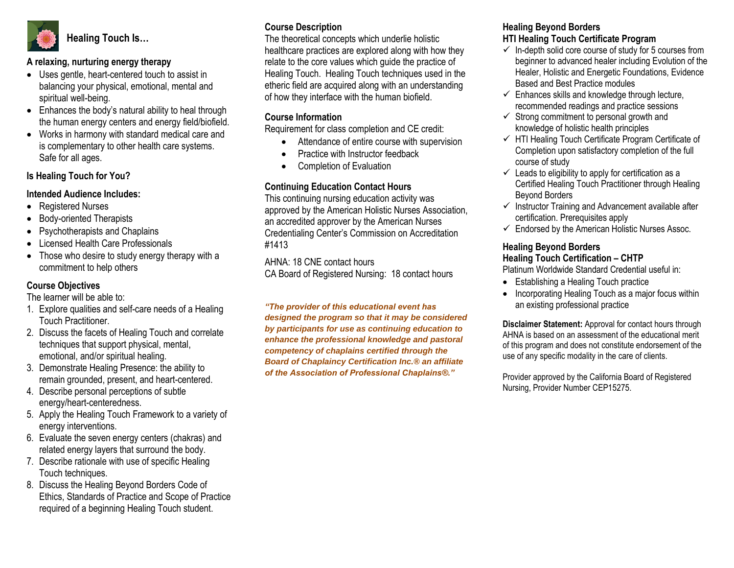## Healing Touch Is…

**A relaxing, nurturing energy therapy**

- Uses gentle, heart-centered touch to assist in balancing your physical, emotional, mental and spiritual well-being.
- Enhances the body's natural ability to heal through the human energy centers and energy field/biofield.
- Works in harmony with standard medical care and is complementary to other health care systems. Safe for all ages.

**Is Healing Touch for You?**

**Intended Audience Includes:**

- Registered Nurses
- Body-oriented Therapists
- Psychotherapists and Chaplains
- Licensed Health Care Professionals
- Those who desire to study energy therapy with a commitment to help others

**Course Objectives**

The learner will be able to:

1. Explore qualities and self-care needs of a Healing Touch Practitioner.
2. Discuss the facets of Healing Touch and correlate techniques that support physical, mental, emotional, and/or spiritual healing.
3. Demonstrate Healing Presence: the ability to remain grounded, present, and heart-centered.
4. Describe personal perceptions of subtle energy/heart-centeredness.
5. Apply the Healing Touch Framework to a variety of energy interventions.
6. Evaluate the seven energy centers (chakras) and related energy layers that surround the body.
7. Describe rationale with use of specific Healing Touch techniques.
8. Discuss the Healing Beyond Borders Code of Ethics, Standards of Practice and Scope of Practice required of a beginning Healing Touch student.

**Course Description**

The theoretical concepts which underlie holistic healthcare practices are explored along with how they relate to the core values which guide the practice of Healing Touch. Healing Touch techniques used in the etheric field are acquired along with an understanding of how they interface with the human biofield.

**Course Information**

Requirement for class completion and CE credit:

- Attendance of entire course with supervision
- Practice with Instructor feedback
- Completion of Evaluation

**Continuing Education Contact Hours**

This continuing nursing education activity was approved by the American Holistic Nurses Association, an accredited approver by the American Nurses Credentialing Center's Commission on Accreditation #1413

AHNA: 18 CNE contact hours
CA Board of Registered Nursing: 18 contact hours

***"The provider of this educational event has designed the program so that it may be considered by participants for use as continuing education to enhance the professional knowledge and pastoral competency of chaplains certified through the Board of Chaplaincy Certification Inc.® an affiliate of the Association of Professional Chaplains®."***

**Healing Beyond Borders**
**HTI Healing Touch Certificate Program**

- ✓ In-depth solid core course of study for 5 courses from beginner to advanced healer including Evolution of the Healer, Holistic and Energetic Foundations, Evidence Based and Best Practice modules
- ✓ Enhances skills and knowledge through lecture, recommended readings and practice sessions
- ✓ Strong commitment to personal growth and knowledge of holistic health principles
- ✓ HTI Healing Touch Certificate Program Certificate of Completion upon satisfactory completion of the full course of study
- ✓ Leads to eligibility to apply for certification as a Certified Healing Touch Practitioner through Healing Beyond Borders
- ✓ Instructor Training and Advancement available after certification. Prerequisites apply
- ✓ Endorsed by the American Holistic Nurses Assoc.

**Healing Beyond Borders**
**Healing Touch Certification – CHTP**

Platinum Worldwide Standard Credential useful in:

- Establishing a Healing Touch practice
- Incorporating Healing Touch as a major focus within an existing professional practice

**Disclaimer Statement:** Approval for contact hours through AHNA is based on an assessment of the educational merit of this program and does not constitute endorsement of the use of any specific modality in the care of clients.

Provider approved by the California Board of Registered Nursing, Provider Number CEP15275.